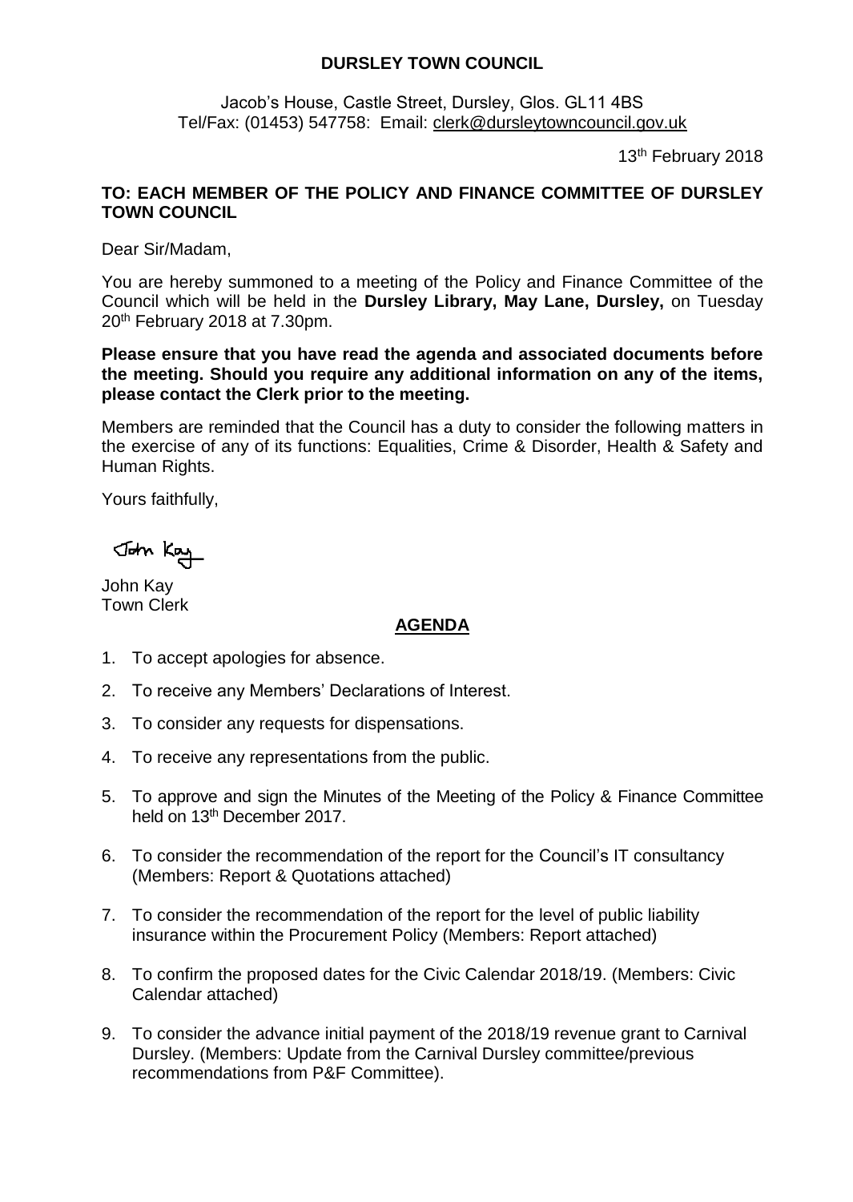# DURSLEY TOWN COUNCIL

Jacob's House, Castle Street, Dursley, Glos. GL11 4BS
Tel/Fax: (01453) 547758: Email: clerk@dursleytowncouncil.gov.uk

13th February 2018

**TO: EACH MEMBER OF THE POLICY AND FINANCE COMMITTEE OF DURSLEY TOWN COUNCIL**

Dear Sir/Madam,

You are hereby summoned to a meeting of the Policy and Finance Committee of the Council which will be held in the **Dursley Library, May Lane, Dursley,** on Tuesday 20th February 2018 at 7.30pm.

**Please ensure that you have read the agenda and associated documents before the meeting. Should you require any additional information on any of the items, please contact the Clerk prior to the meeting.**

Members are reminded that the Council has a duty to consider the following matters in the exercise of any of its functions: Equalities, Crime & Disorder, Health & Safety and Human Rights.

Yours faithfully,

John Kay

John Kay
Town Clerk

## AGENDA

1. To accept apologies for absence.
2. To receive any Members' Declarations of Interest.
3. To consider any requests for dispensations.
4. To receive any representations from the public.
5. To approve and sign the Minutes of the Meeting of the Policy & Finance Committee held on 13th December 2017.
6. To consider the recommendation of the report for the Council's IT consultancy (Members: Report & Quotations attached)
7. To consider the recommendation of the report for the level of public liability insurance within the Procurement Policy (Members: Report attached)
8. To confirm the proposed dates for the Civic Calendar 2018/19. (Members: Civic Calendar attached)
9. To consider the advance initial payment of the 2018/19 revenue grant to Carnival Dursley. (Members: Update from the Carnival Dursley committee/previous recommendations from P&F Committee).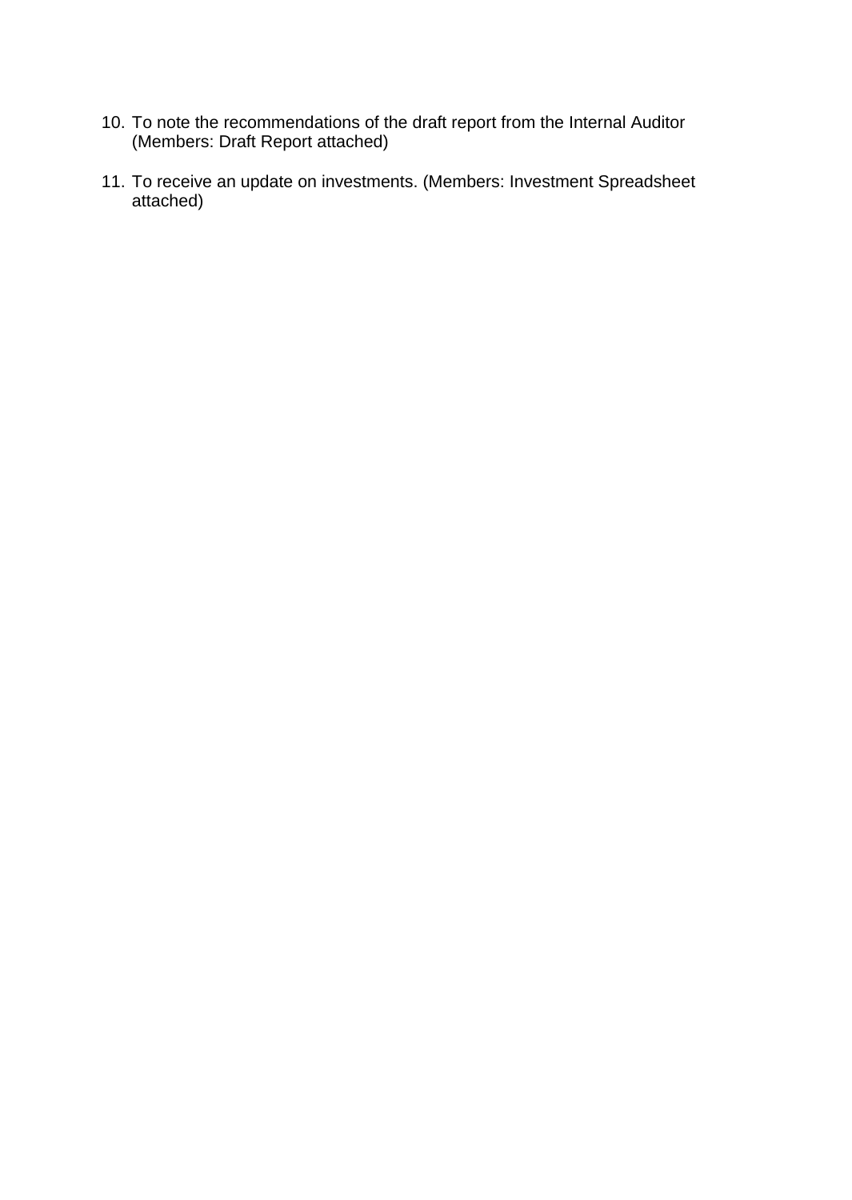10. To note the recommendations of the draft report from the Internal Auditor (Members: Draft Report attached)

11. To receive an update on investments. (Members: Investment Spreadsheet attached)